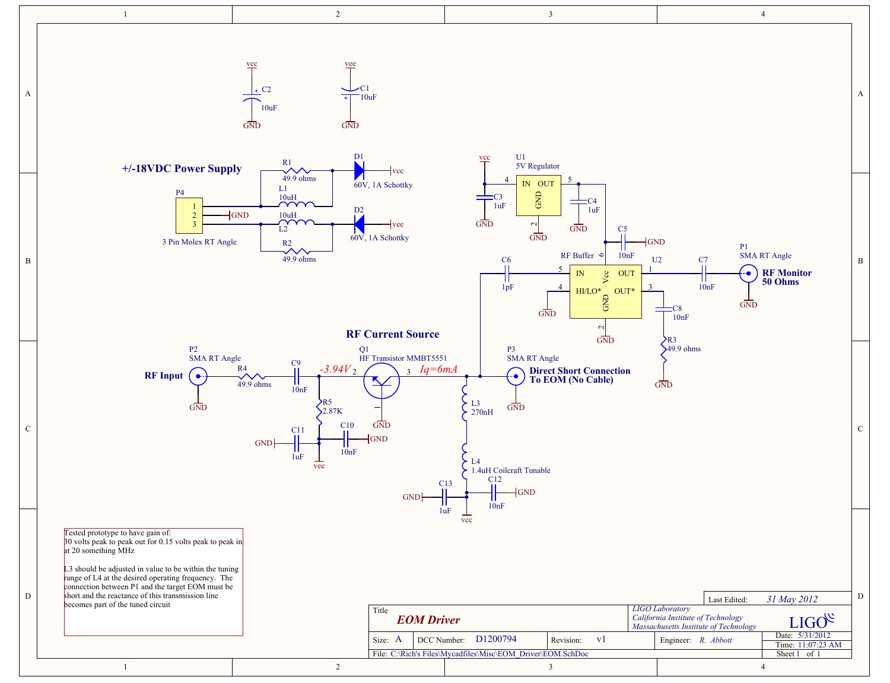## +/-18VDC Power Supply

P4 — 3 Pin Molex RT Angle

- R1: 49.9 ohms
- L1: 10uH
- D1: 60V, 1A Schottky
- L2: 10uH
- R2: 49.9 ohms
- D2: 60V, 1A Schottky
- C2: 10uF (vcc)
- C1: 10uF (vee)

U1 — 5V Regulator (IN, OUT, GND)

- C3: 1uF
- C4: 1uF
- C5: 10nF

U2 — RF Buffer (IN, HI/LO*, Vcc, GND, OUT, OUT*)

- C6: 1pF
- C7: 10nF
- C8: 10nF
- R3: 49.9 ohms

P1 — SMA RT Angle — **RF Monitor 50 Ohms**

## RF Current Source

P2 — SMA RT Angle — **RF Input**

- R4: 49.9 ohms
- C9: 10nF
- R5: 2.87K
- C11: 1uF
- C10: 10nF

Q1 — HF Transistor MMBT5551

*-3.94V*

*Iq=6mA*

P3 — SMA RT Angle — **Direct Short Connection To EOM (No Cable)**

- L3: 270nH
- L4: 1.4uH Coilcraft Tunable
- C13: 1uF
- C12: 10nF

Tested prototype to have gain of:
30 volts peak to peak out for 0.15 volts peak to peak in at 20 something MHz

L3 should be adjusted in value to be within the tuning range of L4 at the desired operating frequency. The connection between P1 and the target EOM must be short and the reactance of this transmission line becomes part of the tuned circuit

| | |
|---|---|
| Last Edited: | 31 May 2012 |
| Title | EOM Driver |
| LIGO Laboratory, California Institute of Technology, Massachusetts Institute of Technology | LIGO |
| Size: A | DCC Number: D1200794 |
| Revision: v1 | Engineer: R. Abbott |
| Date: 5/31/2012 | Time: 11:07:23 AM |
| File: C:\Rich's Files\Mycadfiles\Misc\EOM_Driver\EOM.SchDoc | Sheet 1 of 1 |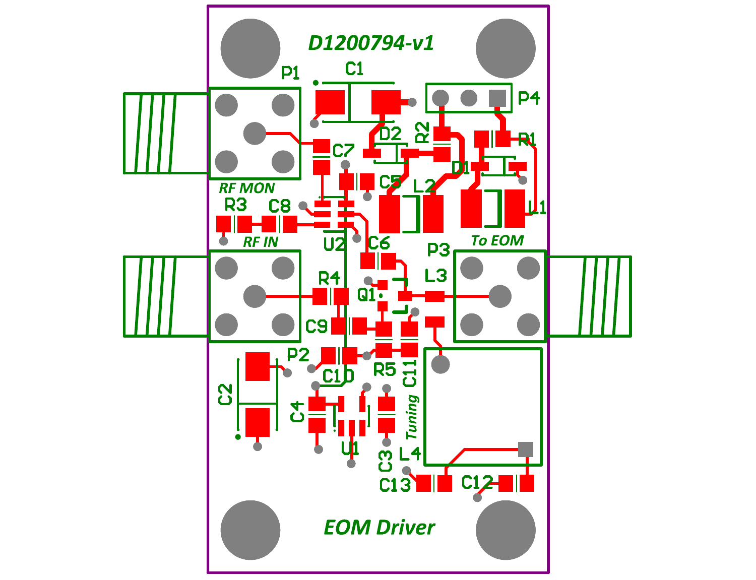D1200794-v1

P1, C1, P4, D2, R2, R1, C7, D1, C5, L2, L1, RF MON, R3, C8, U2, C6, P3, To EOM, RF IN, R4, L3, Q1, C9, P2, C10, R5, C11, C2, C4, Tuning, U1, C3, L4, C13, C12

EOM Driver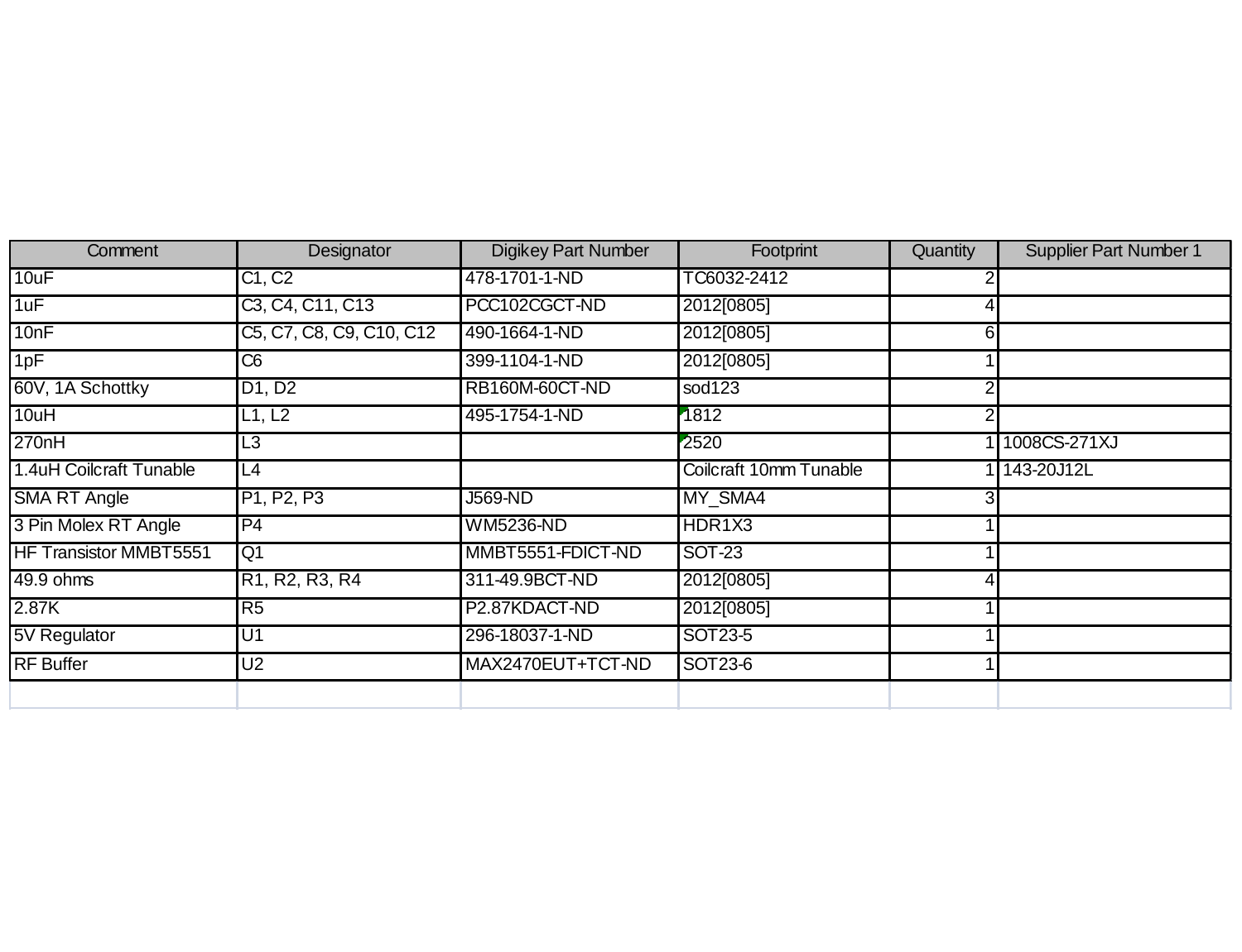| Comment | Designator | Digikey Part Number | Footprint | Quantity | Supplier Part Number 1 |
|---|---|---|---|---|---|
| 10uF | C1, C2 | 478-1701-1-ND | TC6032-2412 | 2 | |
| 1uF | C3, C4, C11, C13 | PCC102CGCT-ND | 2012[0805] | 4 | |
| 10nF | C5, C7, C8, C9, C10, C12 | 490-1664-1-ND | 2012[0805] | 6 | |
| 1pF | C6 | 399-1104-1-ND | 2012[0805] | 1 | |
| 60V, 1A Schottky | D1, D2 | RB160M-60CT-ND | sod123 | 2 | |
| 10uH | L1, L2 | 495-1754-1-ND | 1812 | 2 | |
| 270nH | L3 | | 2520 | 1 | 1008CS-271XJ |
| 1.4uH Coilcraft Tunable | L4 | | Coilcraft 10mm Tunable | 1 | 143-20J12L |
| SMA RT Angle | P1, P2, P3 | J569-ND | MY_SMA4 | 3 | |
| 3 Pin Molex RT Angle | P4 | WM5236-ND | HDR1X3 | 1 | |
| HF Transistor MMBT5551 | Q1 | MMBT5551-FDICT-ND | SOT-23 | 1 | |
| 49.9 ohms | R1, R2, R3, R4 | 311-49.9BCT-ND | 2012[0805] | 4 | |
| 2.87K | R5 | P2.87KDACT-ND | 2012[0805] | 1 | |
| 5V Regulator | U1 | 296-18037-1-ND | SOT23-5 | 1 | |
| RF Buffer | U2 | MAX2470EUT+TCT-ND | SOT23-6 | 1 | |